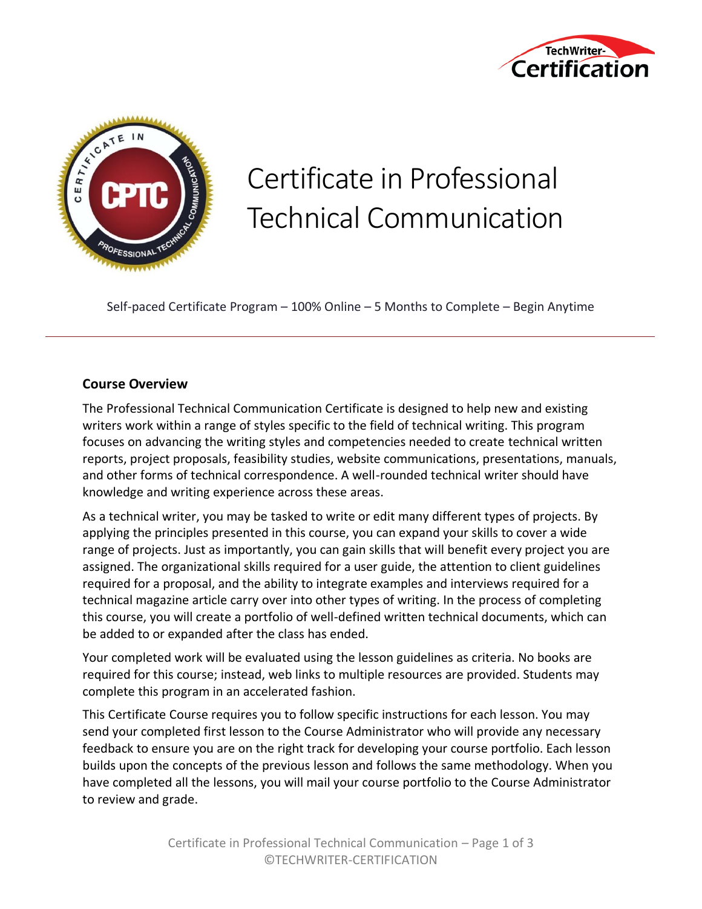# Certificate in Professional Technical Communication

Self-paced Certificate Program – 100% Online – 5 Months to Complete – Begin Anytime

---

## Course Overview

The Professional Technical Communication Certificate is designed to help new and existing writers work within a range of styles specific to the field of technical writing. This program focuses on advancing the writing styles and competencies needed to create technical written reports, project proposals, feasibility studies, website communications, presentations, manuals, and other forms of technical correspondence. A well-rounded technical writer should have knowledge and writing experience across these areas.

As a technical writer, you may be tasked to write or edit many different types of projects. By applying the principles presented in this course, you can expand your skills to cover a wide range of projects. Just as importantly, you can gain skills that will benefit every project you are assigned. The organizational skills required for a user guide, the attention to client guidelines required for a proposal, and the ability to integrate examples and interviews required for a technical magazine article carry over into other types of writing. In the process of completing this course, you will create a portfolio of well-defined written technical documents, which can be added to or expanded after the class has ended.

Your completed work will be evaluated using the lesson guidelines as criteria. No books are required for this course; instead, web links to multiple resources are provided. Students may complete this program in an accelerated fashion.

This Certificate Course requires you to follow specific instructions for each lesson. You may send your completed first lesson to the Course Administrator who will provide any necessary feedback to ensure you are on the right track for developing your course portfolio. Each lesson builds upon the concepts of the previous lesson and follows the same methodology. When you have completed all the lessons, you will mail your course portfolio to the Course Administrator to review and grade.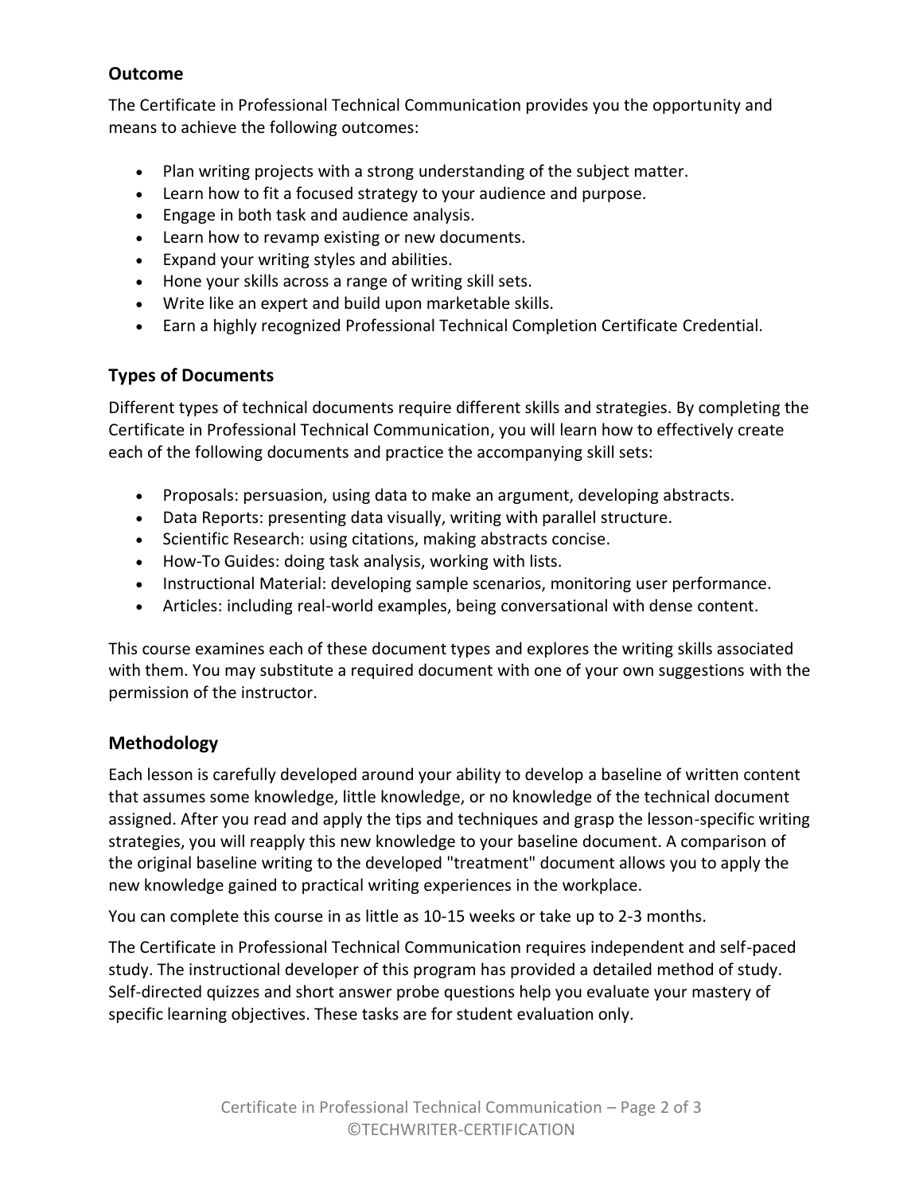## Outcome

The Certificate in Professional Technical Communication provides you the opportunity and means to achieve the following outcomes:

- Plan writing projects with a strong understanding of the subject matter.
- Learn how to fit a focused strategy to your audience and purpose.
- Engage in both task and audience analysis.
- Learn how to revamp existing or new documents.
- Expand your writing styles and abilities.
- Hone your skills across a range of writing skill sets.
- Write like an expert and build upon marketable skills.
- Earn a highly recognized Professional Technical Completion Certificate Credential.

## Types of Documents

Different types of technical documents require different skills and strategies. By completing the Certificate in Professional Technical Communication, you will learn how to effectively create each of the following documents and practice the accompanying skill sets:

- Proposals: persuasion, using data to make an argument, developing abstracts.
- Data Reports: presenting data visually, writing with parallel structure.
- Scientific Research: using citations, making abstracts concise.
- How-To Guides: doing task analysis, working with lists.
- Instructional Material: developing sample scenarios, monitoring user performance.
- Articles: including real-world examples, being conversational with dense content.

This course examines each of these document types and explores the writing skills associated with them. You may substitute a required document with one of your own suggestions with the permission of the instructor.

## Methodology

Each lesson is carefully developed around your ability to develop a baseline of written content that assumes some knowledge, little knowledge, or no knowledge of the technical document assigned. After you read and apply the tips and techniques and grasp the lesson-specific writing strategies, you will reapply this new knowledge to your baseline document. A comparison of the original baseline writing to the developed "treatment" document allows you to apply the new knowledge gained to practical writing experiences in the workplace.

You can complete this course in as little as 10-15 weeks or take up to 2-3 months.

The Certificate in Professional Technical Communication requires independent and self-paced study. The instructional developer of this program has provided a detailed method of study. Self-directed quizzes and short answer probe questions help you evaluate your mastery of specific learning objectives. These tasks are for student evaluation only.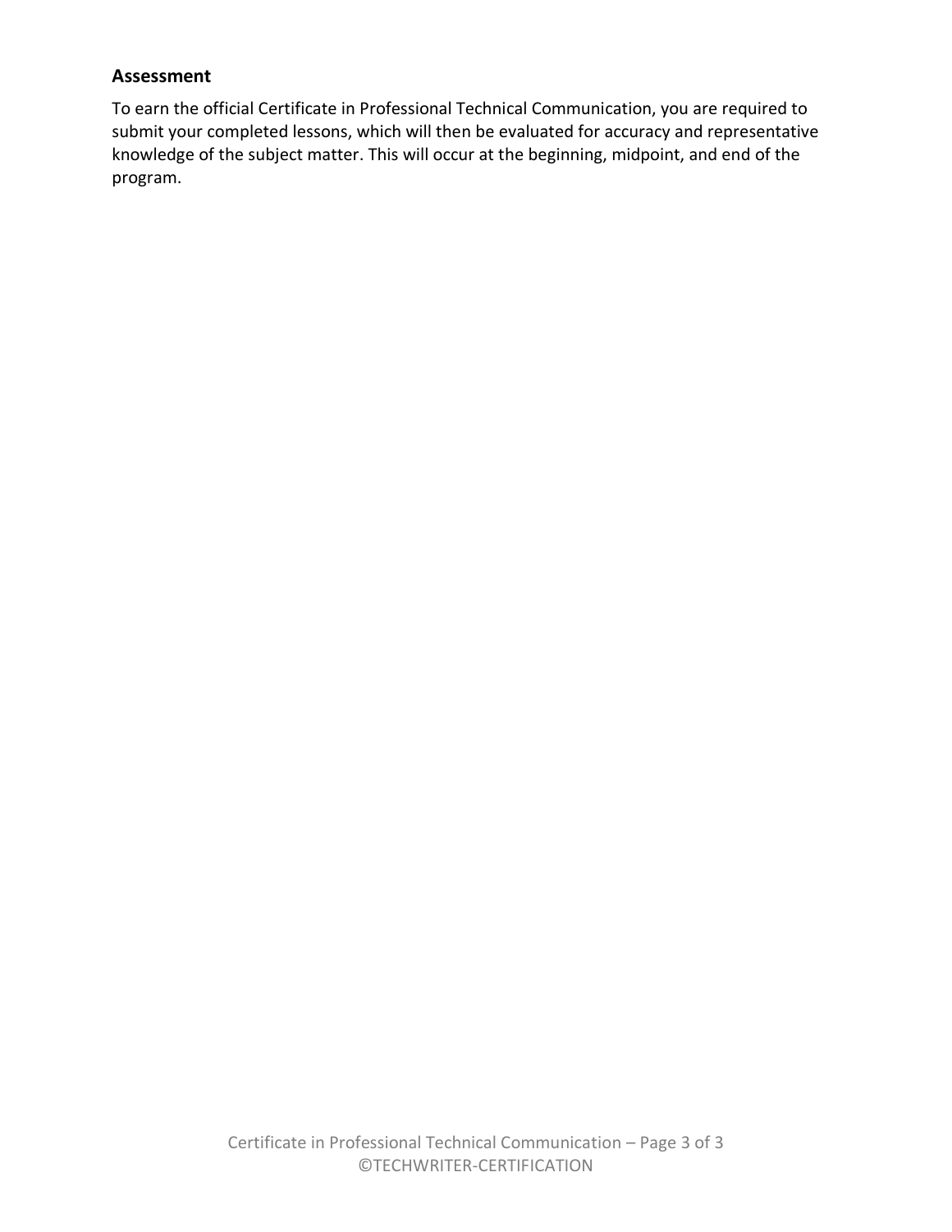### Assessment

To earn the official Certificate in Professional Technical Communication, you are required to submit your completed lessons, which will then be evaluated for accuracy and representative knowledge of the subject matter. This will occur at the beginning, midpoint, and end of the program.